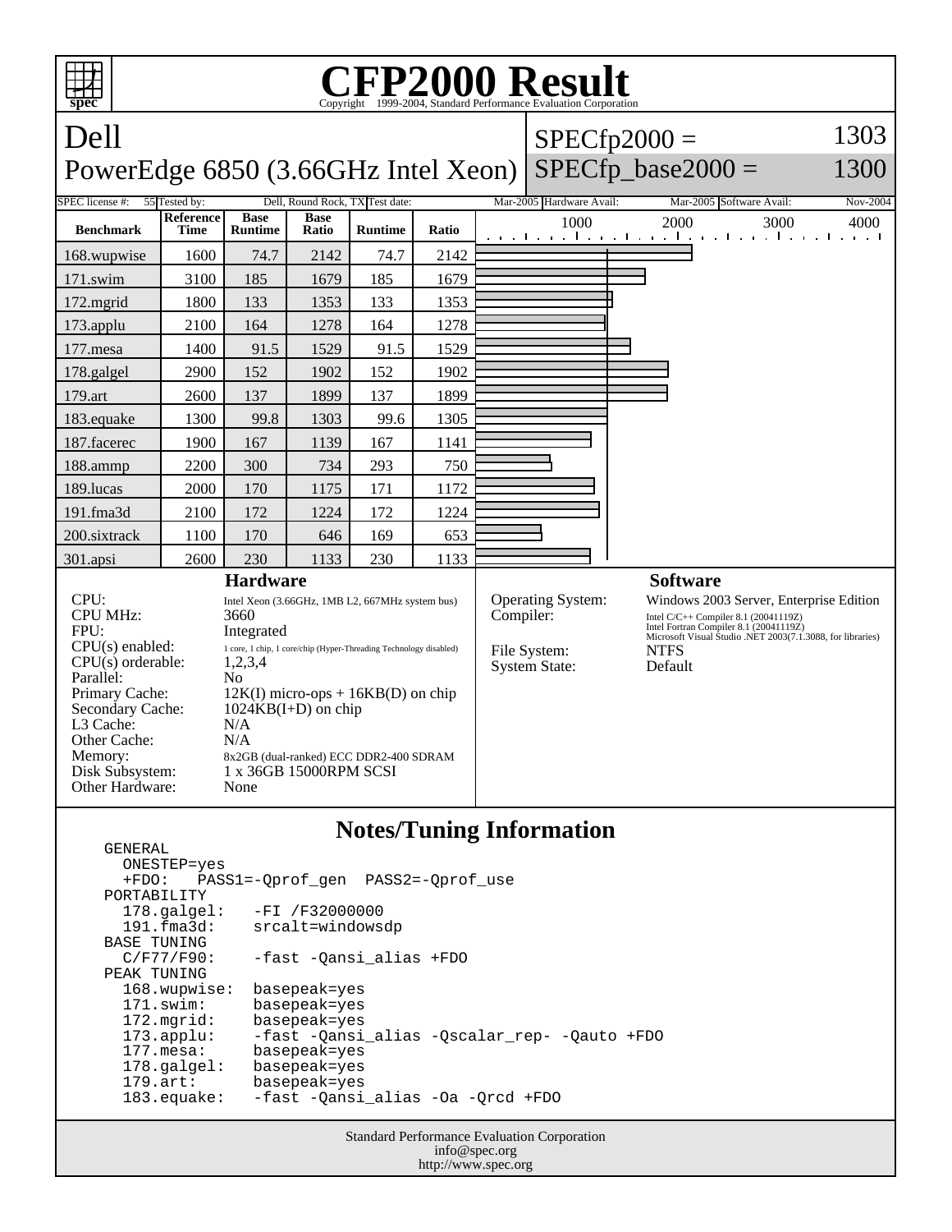# CFP2000 Result

Copyright 1999-2004, Standard Performance Evaluation Corporation

## Dell

## PowerEdge 6850 (3.66GHz Intel Xeon)

SPECfp2000 = 1303

SPECfp_base2000 = 1300

| SPEC license #: | 55 | Tested by: | Dell, Round Rock, TX | Test date: | Mar-2005 | Hardware Avail: | Mar-2005 | Software Avail: | Nov-2004 |
|---|---|---|---|---|---|---|---|---|---|

| Benchmark | Reference Time | Base Runtime | Base Ratio | Runtime | Ratio |
|---|---|---|---|---|---|
| 168.wupwise | 1600 | 74.7 | 2142 | 74.7 | 2142 |
| 171.swim | 3100 | 185 | 1679 | 185 | 1679 |
| 172.mgrid | 1800 | 133 | 1353 | 133 | 1353 |
| 173.applu | 2100 | 164 | 1278 | 164 | 1278 |
| 177.mesa | 1400 | 91.5 | 1529 | 91.5 | 1529 |
| 178.galgel | 2900 | 152 | 1902 | 152 | 1902 |
| 179.art | 2600 | 137 | 1899 | 137 | 1899 |
| 183.equake | 1300 | 99.8 | 1303 | 99.6 | 1305 |
| 187.facerec | 1900 | 167 | 1139 | 167 | 1141 |
| 188.ammp | 2200 | 300 | 734 | 293 | 750 |
| 189.lucas | 2000 | 170 | 1175 | 171 | 1172 |
| 191.fma3d | 2100 | 172 | 1224 | 172 | 1224 |
| 200.sixtrack | 1100 | 170 | 646 | 169 | 653 |
| 301.apsi | 2600 | 230 | 1133 | 230 | 1133 |

### Hardware

| | |
|---|---|
| CPU: | Intel Xeon (3.66GHz, 1MB L2, 667MHz system bus) |
| CPU MHz: | 3660 |
| FPU: | Integrated |
| CPU(s) enabled: | 1 core, 1 chip, 1 core/chip (Hyper-Threading Technology disabled) |
| CPU(s) orderable: | 1,2,3,4 |
| Parallel: | No |
| Primary Cache: | 12K(I) micro-ops + 16KB(D) on chip |
| Secondary Cache: | 1024KB(I+D) on chip |
| L3 Cache: | N/A |
| Other Cache: | N/A |
| Memory: | 8x2GB (dual-ranked) ECC DDR2-400 SDRAM |
| Disk Subsystem: | 1 x 36GB 15000RPM SCSI |
| Other Hardware: | None |

### Software

| | |
|---|---|
| Operating System: | Windows 2003 Server, Enterprise Edition |
| Compiler: | Intel C/C++ Compiler 8.1 (20041119Z)<br>Intel Fortran Compiler 8.1 (20041119Z)<br>Microsoft Visual Studio .NET 2003(7.1.3088, for libraries) |
| File System: | NTFS |
| System State: | Default |

### Notes/Tuning Information

```
GENERAL
  ONESTEP=yes
  +FDO:   PASS1=-Qprof_gen  PASS2=-Qprof_use
PORTABILITY
  178.galgel:   -FI /F32000000
  191.fma3d:    srcalt=windowsdp
BASE TUNING
  C/F77/F90:    -fast -Qansi_alias +FDO
PEAK TUNING
  168.wupwise:  basepeak=yes
  171.swim:     basepeak=yes
  172.mgrid:    basepeak=yes
  173.applu:    -fast -Qansi_alias -Qscalar_rep- -Qauto +FDO
  177.mesa:     basepeak=yes
  178.galgel:   basepeak=yes
  179.art:      basepeak=yes
  183.equake:   -fast -Qansi_alias -Oa -Qrcd +FDO
```

Standard Performance Evaluation Corporation
info@spec.org
http://www.spec.org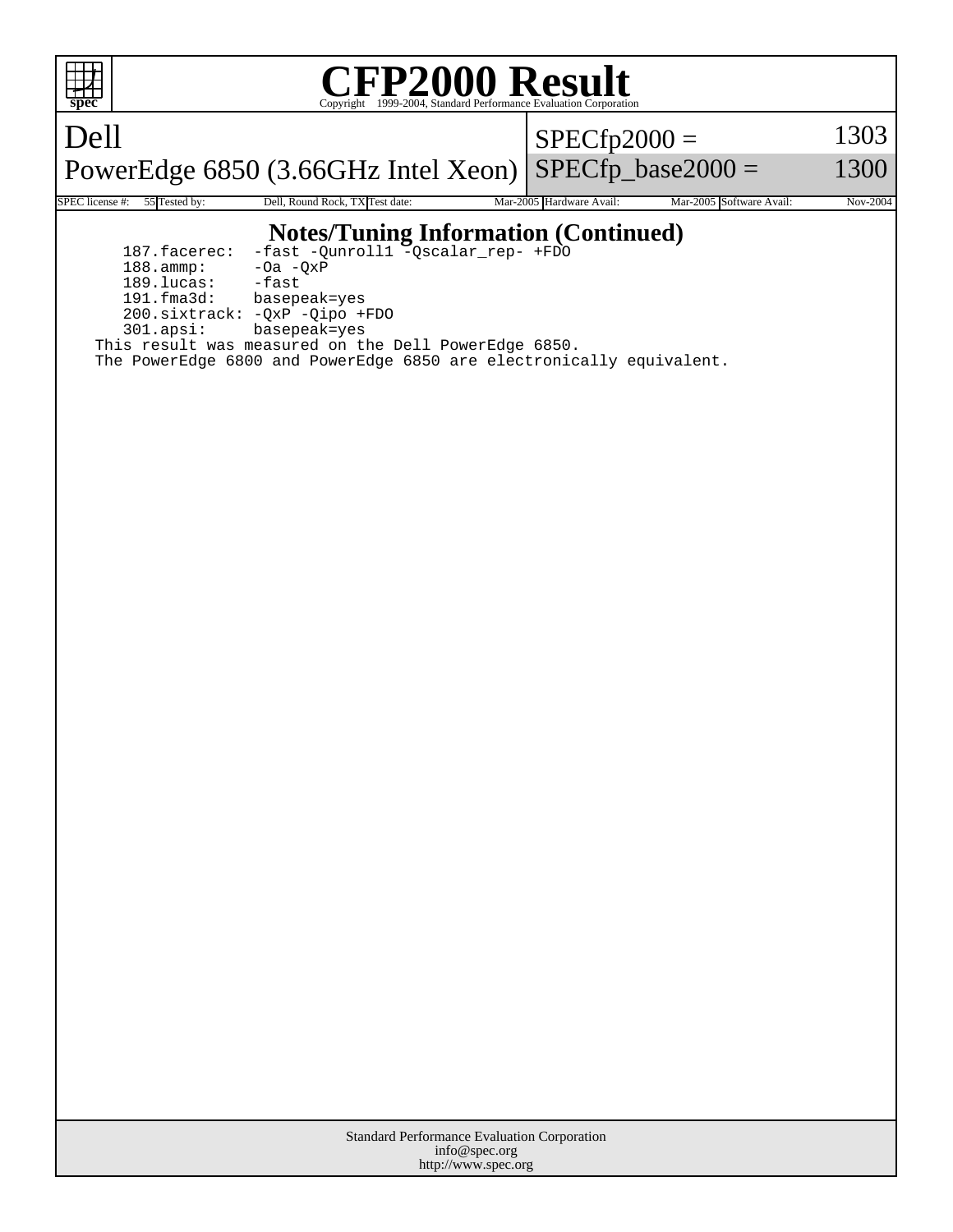# CFP2000 Result

Copyright 1999-2004, Standard Performance Evaluation Corporation

Dell

PowerEdge 6850 (3.66GHz Intel Xeon)

SPECfp2000 = 1303

SPECfp_base2000 = 1300

| SPEC license #: | 55 | Tested by: | Dell, Round Rock, TX | Test date: | Mar-2005 | Hardware Avail: | Mar-2005 | Software Avail: | Nov-2004 |
|---|---|---|---|---|---|---|---|---|---|

## Notes/Tuning Information (Continued)

```
     187.facerec:  -fast -Qunroll1 -Qscalar_rep- +FDO
     188.ammp:     -Oa -QxP
     189.lucas:    -fast
     191.fma3d:    basepeak=yes
     200.sixtrack: -QxP -Qipo +FDO
     301.apsi:     basepeak=yes
  This result was measured on the Dell PowerEdge 6850.
  The PowerEdge 6800 and PowerEdge 6850 are electronically equivalent.
```

Standard Performance Evaluation Corporation
info@spec.org
http://www.spec.org